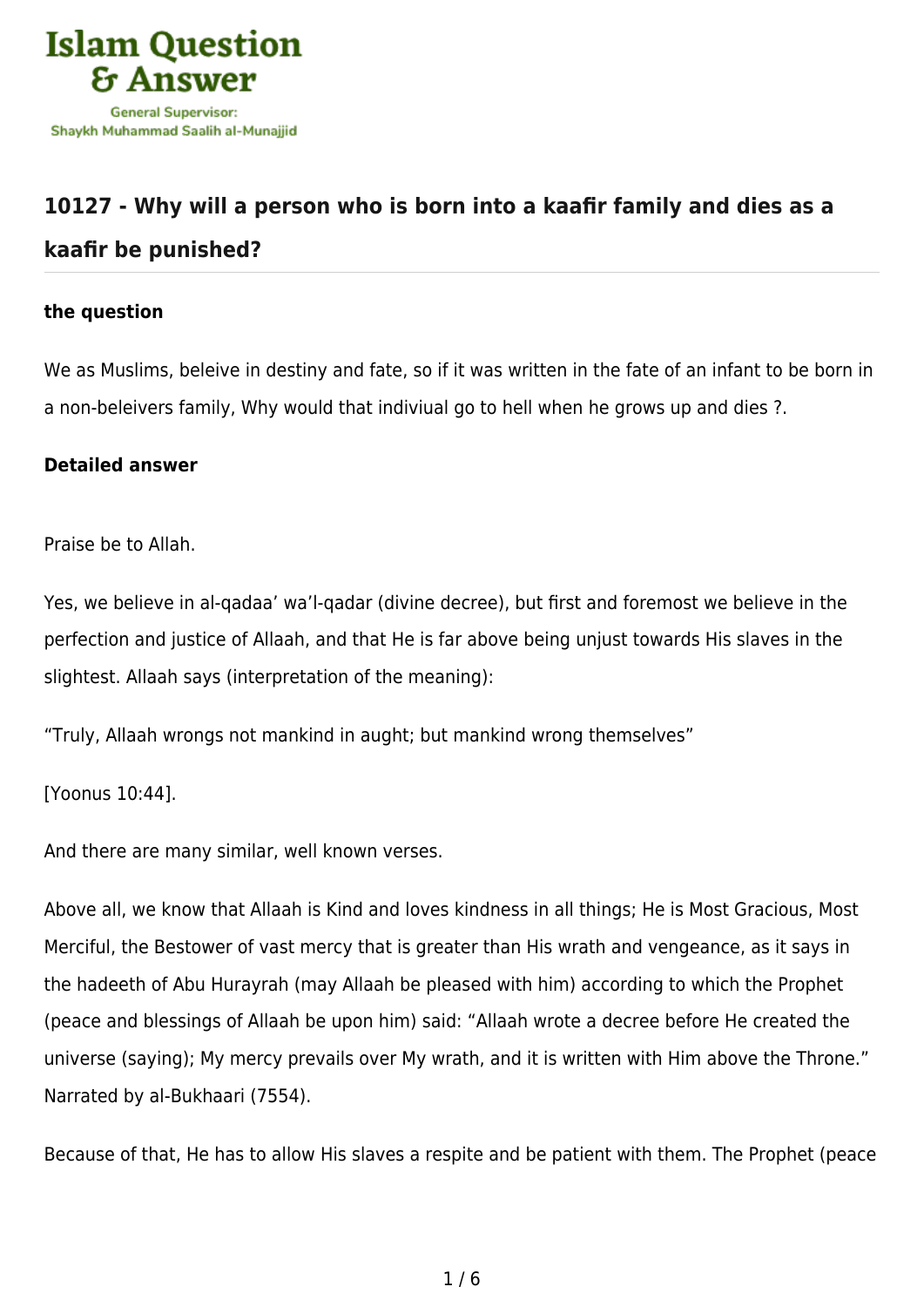# 10127 - Why will a person who is born into a kaafir family and dies as a kaafir be punished?

### the question

We as Muslims, beleive in destiny and fate, so if it was written in the fate of an infant to be born in a non-beleivers family, Why would that indiviual go to hell when he grows up and dies ?.

### Detailed answer

Praise be to Allah.

Yes, we believe in al-qadaa' wa'l-qadar (divine decree), but first and foremost we believe in the perfection and justice of Allaah, and that He is far above being unjust towards His slaves in the slightest. Allaah says (interpretation of the meaning):

"Truly, Allaah wrongs not mankind in aught; but mankind wrong themselves"

[Yoonus 10:44].

And there are many similar, well known verses.

Above all, we know that Allaah is Kind and loves kindness in all things; He is Most Gracious, Most Merciful, the Bestower of vast mercy that is greater than His wrath and vengeance, as it says in the hadeeth of Abu Hurayrah (may Allaah be pleased with him) according to which the Prophet (peace and blessings of Allaah be upon him) said: "Allaah wrote a decree before He created the universe (saying); My mercy prevails over My wrath, and it is written with Him above the Throne." Narrated by al-Bukhaari (7554).

Because of that, He has to allow His slaves a respite and be patient with them. The Prophet (peace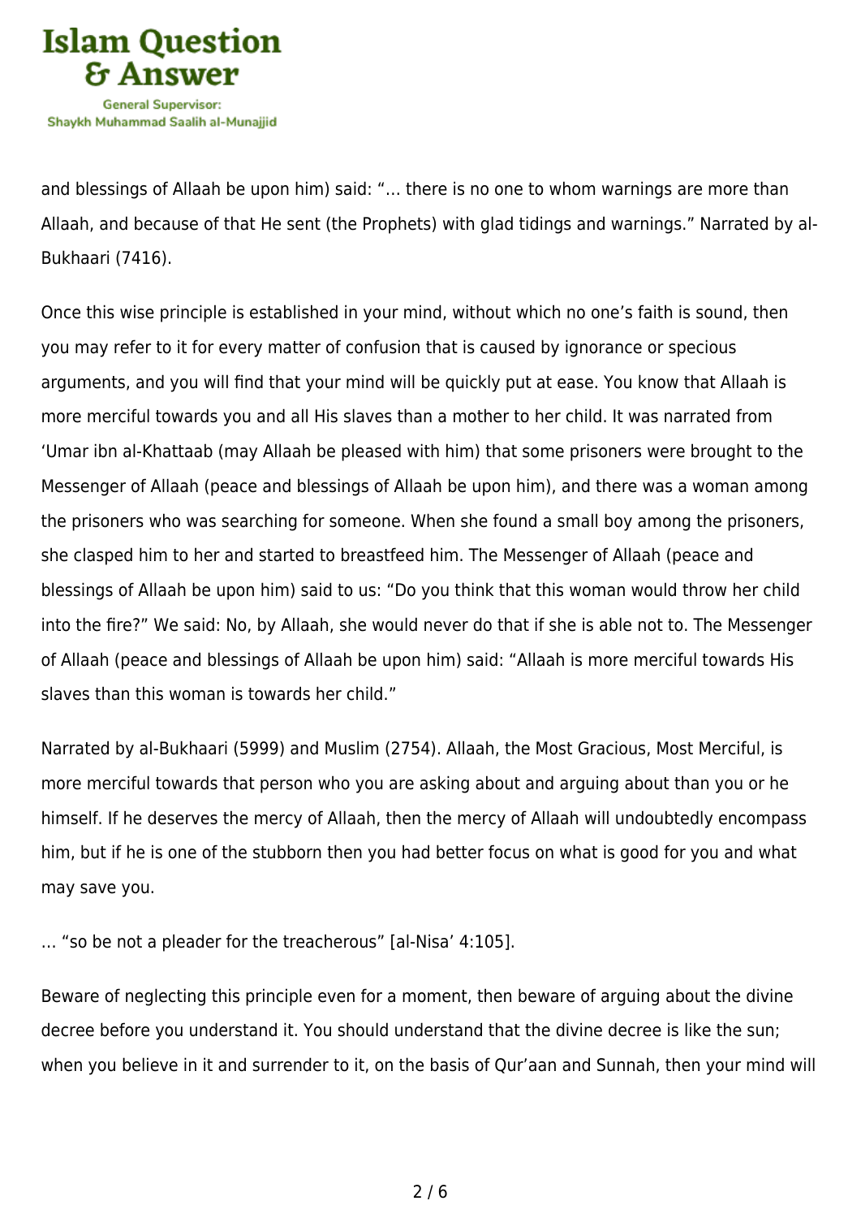and blessings of Allaah be upon him) said: "… there is no one to whom warnings are more than Allaah, and because of that He sent (the Prophets) with glad tidings and warnings." Narrated by al-Bukhaari (7416).

Once this wise principle is established in your mind, without which no one's faith is sound, then you may refer to it for every matter of confusion that is caused by ignorance or specious arguments, and you will find that your mind will be quickly put at ease. You know that Allaah is more merciful towards you and all His slaves than a mother to her child. It was narrated from 'Umar ibn al-Khattaab (may Allaah be pleased with him) that some prisoners were brought to the Messenger of Allaah (peace and blessings of Allaah be upon him), and there was a woman among the prisoners who was searching for someone. When she found a small boy among the prisoners, she clasped him to her and started to breastfeed him. The Messenger of Allaah (peace and blessings of Allaah be upon him) said to us: "Do you think that this woman would throw her child into the fire?" We said: No, by Allaah, she would never do that if she is able not to. The Messenger of Allaah (peace and blessings of Allaah be upon him) said: "Allaah is more merciful towards His slaves than this woman is towards her child."

Narrated by al-Bukhaari (5999) and Muslim (2754). Allaah, the Most Gracious, Most Merciful, is more merciful towards that person who you are asking about and arguing about than you or he himself. If he deserves the mercy of Allaah, then the mercy of Allaah will undoubtedly encompass him, but if he is one of the stubborn then you had better focus on what is good for you and what may save you.

… "so be not a pleader for the treacherous" [al-Nisa' 4:105].

Beware of neglecting this principle even for a moment, then beware of arguing about the divine decree before you understand it. You should understand that the divine decree is like the sun; when you believe in it and surrender to it, on the basis of Qur'aan and Sunnah, then your mind will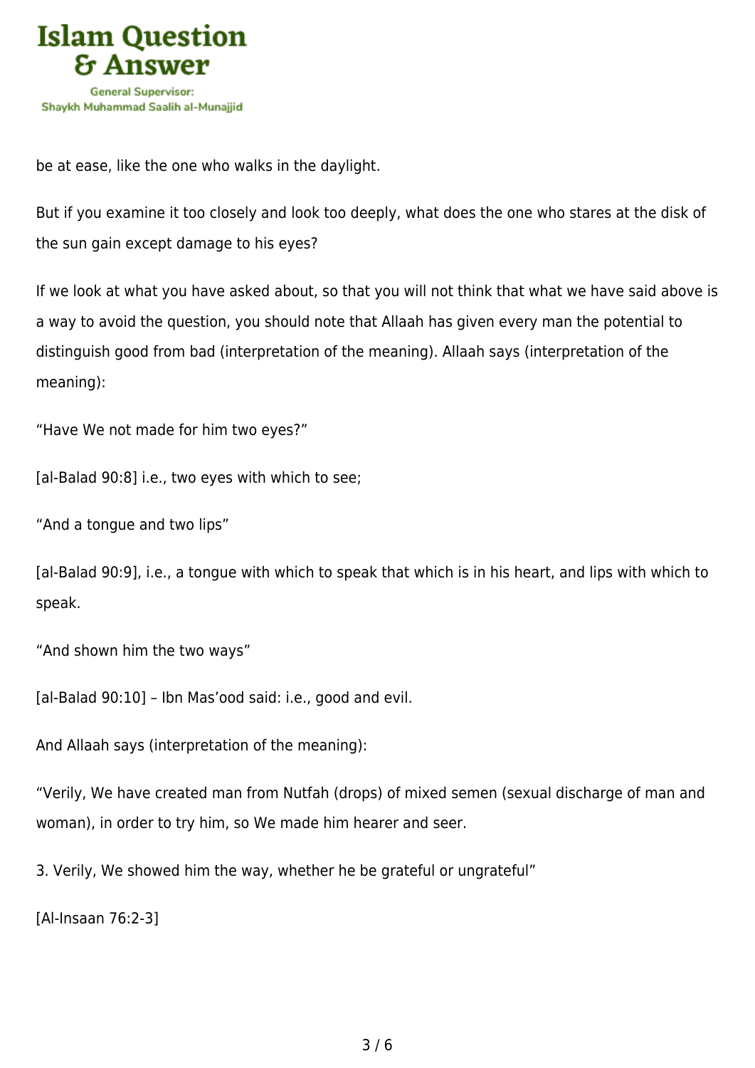be at ease, like the one who walks in the daylight.

But if you examine it too closely and look too deeply, what does the one who stares at the disk of the sun gain except damage to his eyes?

If we look at what you have asked about, so that you will not think that what we have said above is a way to avoid the question, you should note that Allaah has given every man the potential to distinguish good from bad (interpretation of the meaning). Allaah says (interpretation of the meaning):

"Have We not made for him two eyes?"

[al-Balad 90:8] i.e., two eyes with which to see;

"And a tongue and two lips"

[al-Balad 90:9], i.e., a tongue with which to speak that which is in his heart, and lips with which to speak.

"And shown him the two ways"

[al-Balad 90:10] – Ibn Mas'ood said: i.e., good and evil.

And Allaah says (interpretation of the meaning):

"Verily, We have created man from Nutfah (drops) of mixed semen (sexual discharge of man and woman), in order to try him, so We made him hearer and seer.

3. Verily, We showed him the way, whether he be grateful or ungrateful"

[Al-Insaan 76:2-3]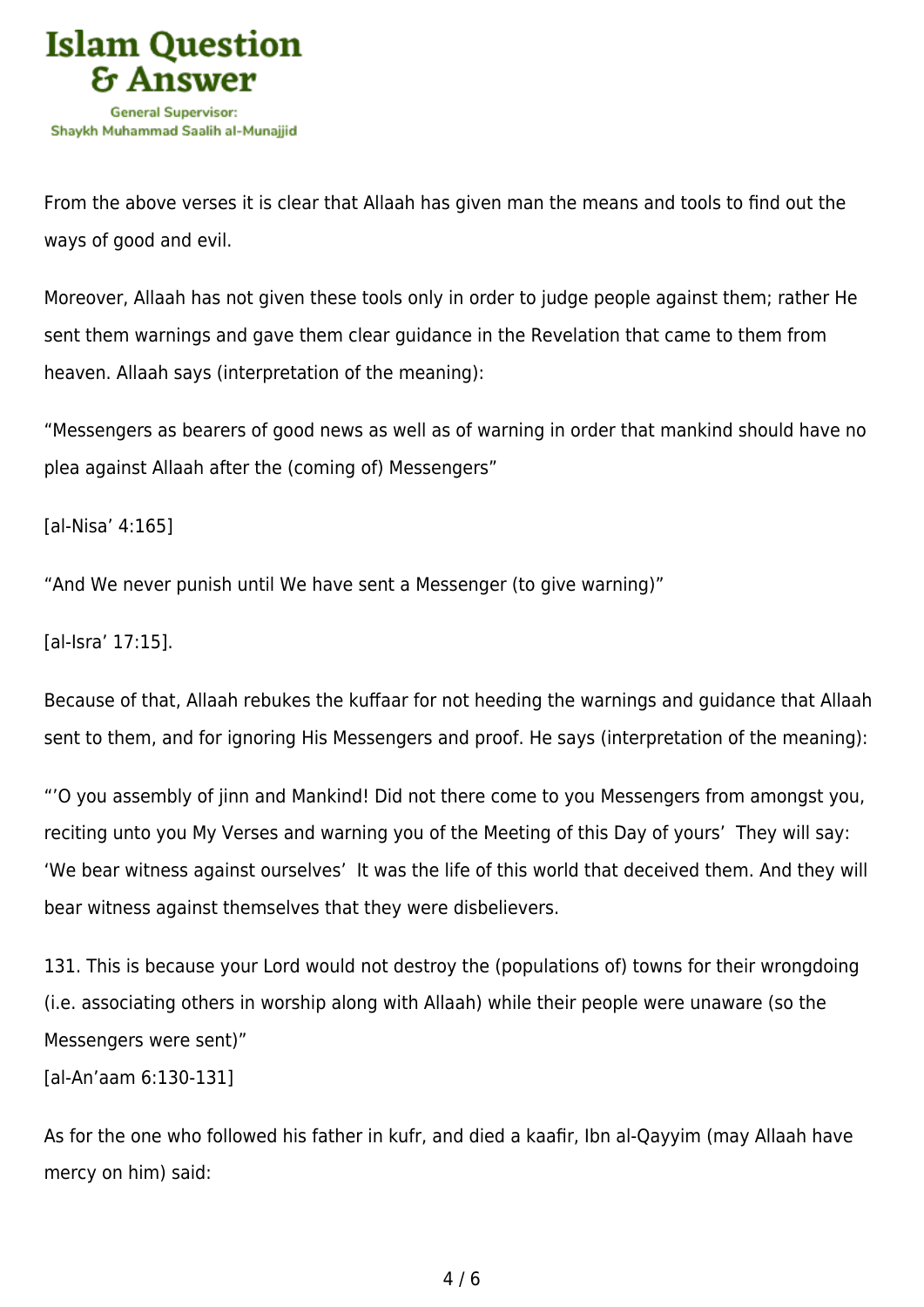From the above verses it is clear that Allaah has given man the means and tools to find out the ways of good and evil.

Moreover, Allaah has not given these tools only in order to judge people against them; rather He sent them warnings and gave them clear guidance in the Revelation that came to them from heaven. Allaah says (interpretation of the meaning):

“Messengers as bearers of good news as well as of warning in order that mankind should have no plea against Allaah after the (coming of) Messengers”

[al-Nisa’ 4:165]

“And We never punish until We have sent a Messenger (to give warning)”

[al-Isra’ 17:15].

Because of that, Allaah rebukes the kuffaar for not heeding the warnings and guidance that Allaah sent to them, and for ignoring His Messengers and proof. He says (interpretation of the meaning):

“’O you assembly of jinn and Mankind! Did not there come to you Messengers from amongst you, reciting unto you My Verses and warning you of the Meeting of this Day of yours’ They will say: ‘We bear witness against ourselves’ It was the life of this world that deceived them. And they will bear witness against themselves that they were disbelievers.

131. This is because your Lord would not destroy the (populations of) towns for their wrongdoing (i.e. associating others in worship along with Allaah) while their people were unaware (so the Messengers were sent)”
[al-An’aam 6:130-131]

As for the one who followed his father in kufr, and died a kaafir, Ibn al-Qayyim (may Allaah have mercy on him) said: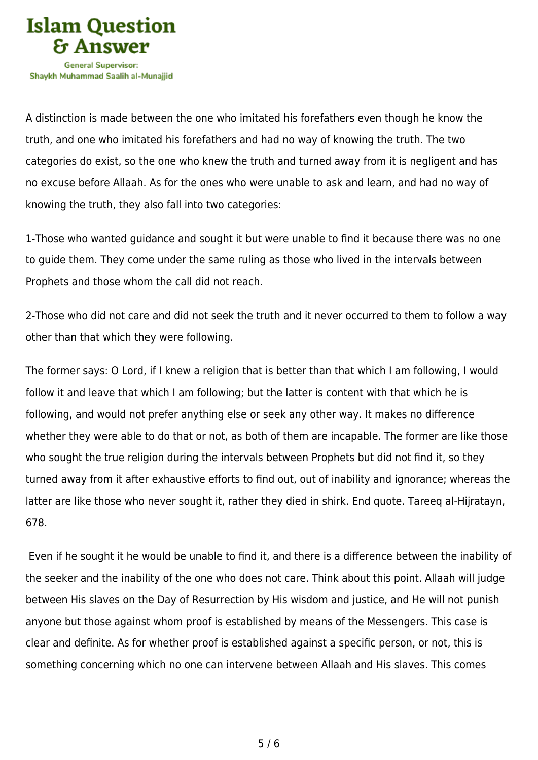A distinction is made between the one who imitated his forefathers even though he know the truth, and one who imitated his forefathers and had no way of knowing the truth. The two categories do exist, so the one who knew the truth and turned away from it is negligent and has no excuse before Allaah. As for the ones who were unable to ask and learn, and had no way of knowing the truth, they also fall into two categories:

1-Those who wanted guidance and sought it but were unable to find it because there was no one to guide them. They come under the same ruling as those who lived in the intervals between Prophets and those whom the call did not reach.

2-Those who did not care and did not seek the truth and it never occurred to them to follow a way other than that which they were following.

The former says: O Lord, if I knew a religion that is better than that which I am following, I would follow it and leave that which I am following; but the latter is content with that which he is following, and would not prefer anything else or seek any other way. It makes no difference whether they were able to do that or not, as both of them are incapable. The former are like those who sought the true religion during the intervals between Prophets but did not find it, so they turned away from it after exhaustive efforts to find out, out of inability and ignorance; whereas the latter are like those who never sought it, rather they died in shirk. End quote. Tareeq al-Hijratayn, 678.

Even if he sought it he would be unable to find it, and there is a difference between the inability of the seeker and the inability of the one who does not care. Think about this point. Allaah will judge between His slaves on the Day of Resurrection by His wisdom and justice, and He will not punish anyone but those against whom proof is established by means of the Messengers. This case is clear and definite. As for whether proof is established against a specific person, or not, this is something concerning which no one can intervene between Allaah and His slaves. This comes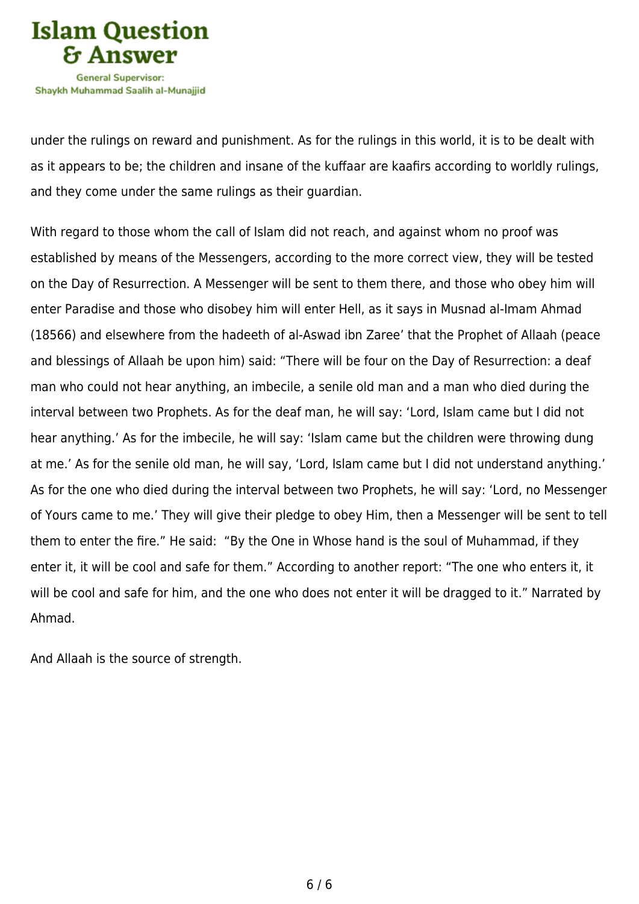under the rulings on reward and punishment. As for the rulings in this world, it is to be dealt with as it appears to be; the children and insane of the kuffaar are kaafirs according to worldly rulings, and they come under the same rulings as their guardian.

With regard to those whom the call of Islam did not reach, and against whom no proof was established by means of the Messengers, according to the more correct view, they will be tested on the Day of Resurrection. A Messenger will be sent to them there, and those who obey him will enter Paradise and those who disobey him will enter Hell, as it says in Musnad al-Imam Ahmad (18566) and elsewhere from the hadeeth of al-Aswad ibn Zaree' that the Prophet of Allaah (peace and blessings of Allaah be upon him) said: "There will be four on the Day of Resurrection: a deaf man who could not hear anything, an imbecile, a senile old man and a man who died during the interval between two Prophets. As for the deaf man, he will say: 'Lord, Islam came but I did not hear anything.' As for the imbecile, he will say: 'Islam came but the children were throwing dung at me.' As for the senile old man, he will say, 'Lord, Islam came but I did not understand anything.' As for the one who died during the interval between two Prophets, he will say: 'Lord, no Messenger of Yours came to me.' They will give their pledge to obey Him, then a Messenger will be sent to tell them to enter the fire." He said: "By the One in Whose hand is the soul of Muhammad, if they enter it, it will be cool and safe for them." According to another report: "The one who enters it, it will be cool and safe for him, and the one who does not enter it will be dragged to it." Narrated by Ahmad.

And Allaah is the source of strength.